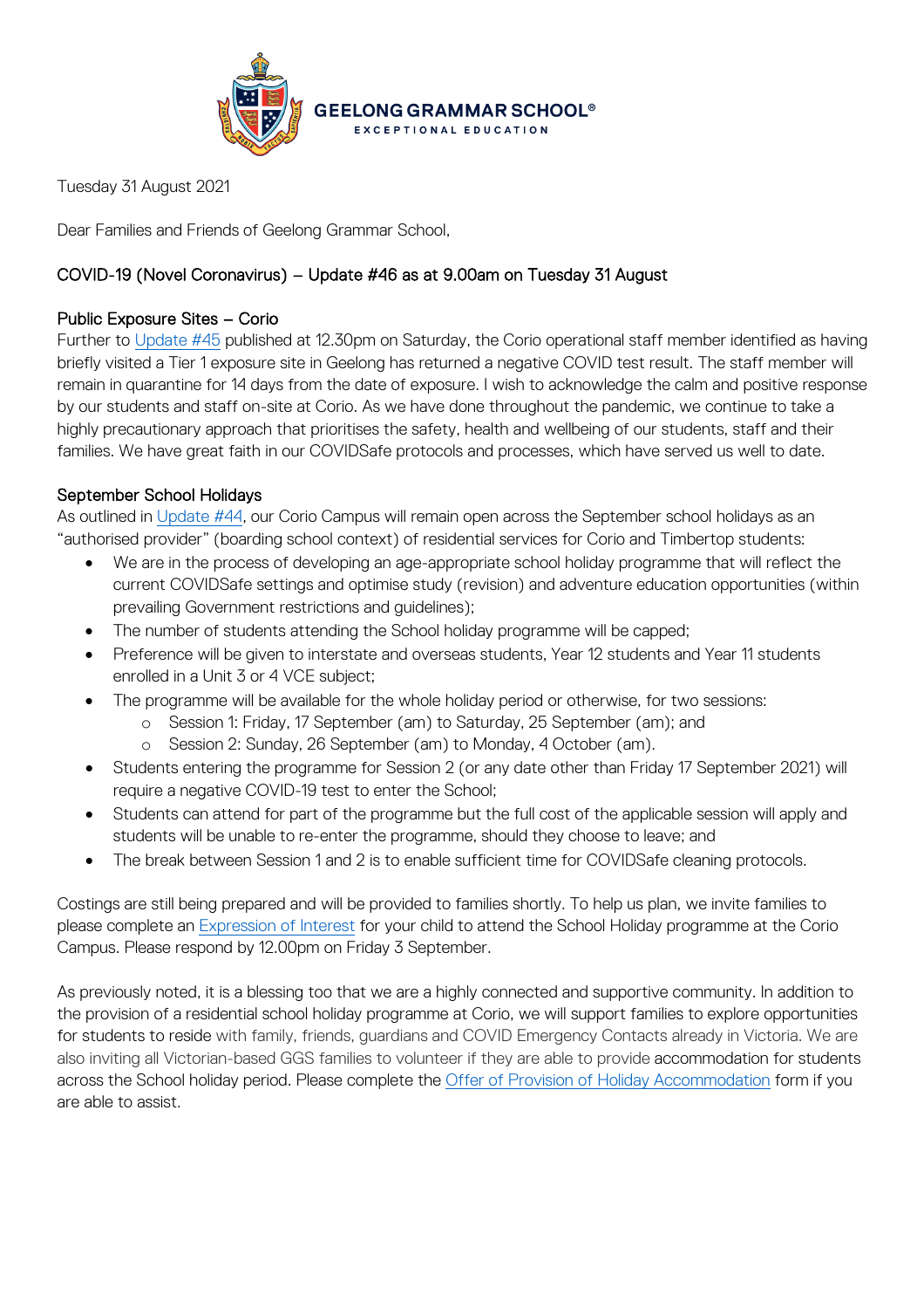GEELONG GRAMMAR SCHOOL®

EXCEPTIONAL EDUCATION

Tuesday 31 August 2021

Dear Families and Friends of Geelong Grammar School,

## COVID-19 (Novel Coronavirus) – Update #46 as at 9.00am on Tuesday 31 August

### Public Exposure Sites – Corio

Further to Update #45 published at 12.30pm on Saturday, the Corio operational staff member identified as having briefly visited a Tier 1 exposure site in Geelong has returned a negative COVID test result. The staff member will remain in quarantine for 14 days from the date of exposure. I wish to acknowledge the calm and positive response by our students and staff on-site at Corio. As we have done throughout the pandemic, we continue to take a highly precautionary approach that prioritises the safety, health and wellbeing of our students, staff and their families. We have great faith in our COVIDSafe protocols and processes, which have served us well to date.

### September School Holidays

As outlined in Update #44, our Corio Campus will remain open across the September school holidays as an "authorised provider" (boarding school context) of residential services for Corio and Timbertop students:

- We are in the process of developing an age-appropriate school holiday programme that will reflect the current COVIDSafe settings and optimise study (revision) and adventure education opportunities (within prevailing Government restrictions and guidelines);
- The number of students attending the School holiday programme will be capped;
- Preference will be given to interstate and overseas students, Year 12 students and Year 11 students enrolled in a Unit 3 or 4 VCE subject;
- The programme will be available for the whole holiday period or otherwise, for two sessions:
  - Session 1: Friday, 17 September (am) to Saturday, 25 September (am); and
  - Session 2: Sunday, 26 September (am) to Monday, 4 October (am).
- Students entering the programme for Session 2 (or any date other than Friday 17 September 2021) will require a negative COVID-19 test to enter the School;
- Students can attend for part of the programme but the full cost of the applicable session will apply and students will be unable to re-enter the programme, should they choose to leave; and
- The break between Session 1 and 2 is to enable sufficient time for COVIDSafe cleaning protocols.

Costings are still being prepared and will be provided to families shortly. To help us plan, we invite families to please complete an Expression of Interest for your child to attend the School Holiday programme at the Corio Campus. Please respond by 12.00pm on Friday 3 September.

As previously noted, it is a blessing too that we are a highly connected and supportive community. In addition to the provision of a residential school holiday programme at Corio, we will support families to explore opportunities for students to reside with family, friends, guardians and COVID Emergency Contacts already in Victoria. We are also inviting all Victorian-based GGS families to volunteer if they are able to provide accommodation for students across the School holiday period. Please complete the Offer of Provision of Holiday Accommodation form if you are able to assist.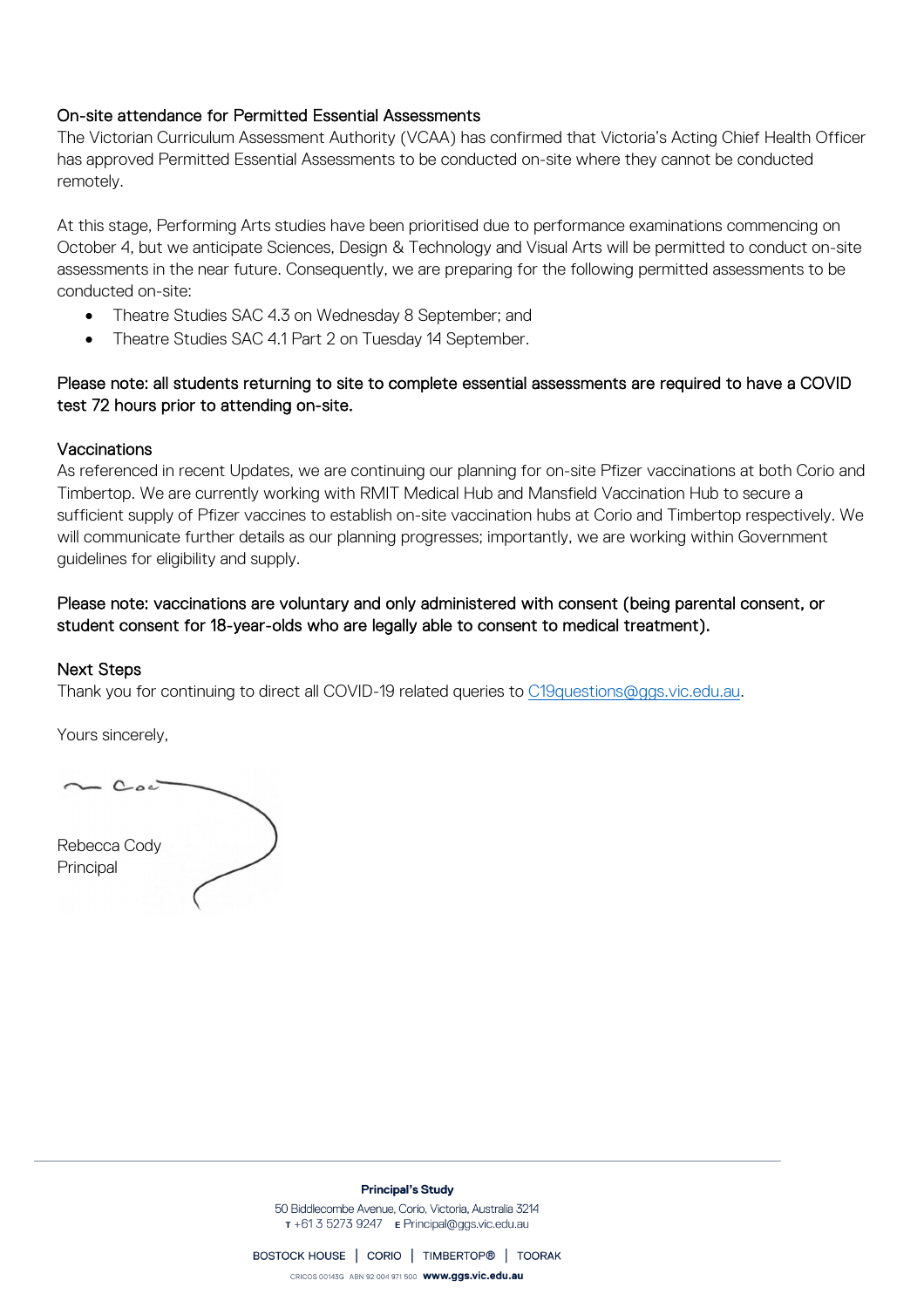## On-site attendance for Permitted Essential Assessments

The Victorian Curriculum Assessment Authority (VCAA) has confirmed that Victoria's Acting Chief Health Officer has approved Permitted Essential Assessments to be conducted on-site where they cannot be conducted remotely.

At this stage, Performing Arts studies have been prioritised due to performance examinations commencing on October 4, but we anticipate Sciences, Design & Technology and Visual Arts will be permitted to conduct on-site assessments in the near future. Consequently, we are preparing for the following permitted assessments to be conducted on-site:

- Theatre Studies SAC 4.3 on Wednesday 8 September; and
- Theatre Studies SAC 4.1 Part 2 on Tuesday 14 September.

Please note: all students returning to site to complete essential assessments are required to have a COVID test 72 hours prior to attending on-site.

## Vaccinations

As referenced in recent Updates, we are continuing our planning for on-site Pfizer vaccinations at both Corio and Timbertop. We are currently working with RMIT Medical Hub and Mansfield Vaccination Hub to secure a sufficient supply of Pfizer vaccines to establish on-site vaccination hubs at Corio and Timbertop respectively. We will communicate further details as our planning progresses; importantly, we are working within Government guidelines for eligibility and supply.

Please note: vaccinations are voluntary and only administered with consent (being parental consent, or student consent for 18-year-olds who are legally able to consent to medical treatment).

## Next Steps

Thank you for continuing to direct all COVID-19 related queries to C19questions@ggs.vic.edu.au.

Yours sincerely,

Rebecca Cody
Principal

**Principal's Study**
50 Biddlecombe Avenue, Corio, Victoria, Australia 3214
T +61 3 5273 9247 E Principal@ggs.vic.edu.au

BOSTOCK HOUSE | CORIO | TIMBERTOP® | TOORAK

CRICOS 00143G ABN 92 004 971 500 **www.ggs.vic.edu.au**